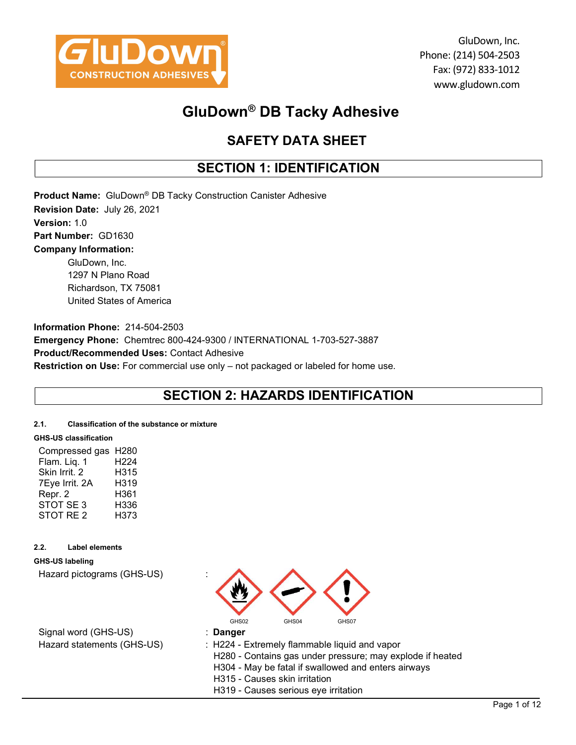GluDown, Inc.
Phone: (214) 504-2503
Fax: (972) 833-1012
www.gludown.com

# GluDown® DB Tacky Adhesive

## SAFETY DATA SHEET

## SECTION 1: IDENTIFICATION

**Product Name:** GluDown® DB Tacky Construction Canister Adhesive
**Revision Date:** July 26, 2021
**Version:** 1.0
**Part Number:** GD1630
**Company Information:**

GluDown, Inc.
1297 N Plano Road
Richardson, TX 75081
United States of America

**Information Phone:** 214-504-2503
**Emergency Phone:** Chemtrec 800-424-9300 / INTERNATIONAL 1-703-527-3887
**Product/Recommended Uses:** Contact Adhesive
**Restriction on Use:** For commercial use only – not packaged or labeled for home use.

## SECTION 2: HAZARDS IDENTIFICATION

**2.1. Classification of the substance or mixture**

**GHS-US classification**

| | |
|---|---|
| Compressed gas | H280 |
| Flam. Liq. 1 | H224 |
| Skin Irrit. 2 | H315 |
| 7Eye Irrit. 2A | H319 |
| Repr. 2 | H361 |
| STOT SE 3 | H336 |
| STOT RE 2 | H373 |

**2.2. Label elements**

**GHS-US labeling**

Hazard pictograms (GHS-US) :

GHS02 GHS04 GHS07

Signal word (GHS-US) : **Danger**

Hazard statements (GHS-US) :
- H224 - Extremely flammable liquid and vapor
- H280 - Contains gas under pressure; may explode if heated
- H304 - May be fatal if swallowed and enters airways
- H315 - Causes skin irritation
- H319 - Causes serious eye irritation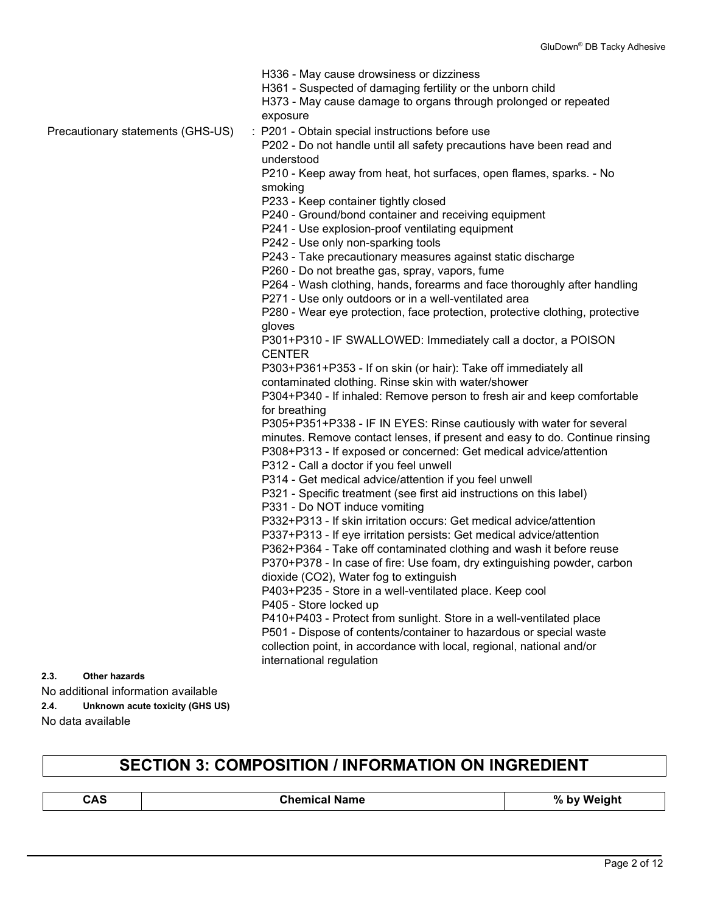H336 - May cause drowsiness or dizziness
H361 - Suspected of damaging fertility or the unborn child
H373 - May cause damage to organs through prolonged or repeated exposure

Precautionary statements (GHS-US) : P201 - Obtain special instructions before use
P202 - Do not handle until all safety precautions have been read and understood
P210 - Keep away from heat, hot surfaces, open flames, sparks. - No smoking
P233 - Keep container tightly closed
P240 - Ground/bond container and receiving equipment
P241 - Use explosion-proof ventilating equipment
P242 - Use only non-sparking tools
P243 - Take precautionary measures against static discharge
P260 - Do not breathe gas, spray, vapors, fume
P264 - Wash clothing, hands, forearms and face thoroughly after handling
P271 - Use only outdoors or in a well-ventilated area
P280 - Wear eye protection, face protection, protective clothing, protective gloves
P301+P310 - IF SWALLOWED: Immediately call a doctor, a POISON CENTER
P303+P361+P353 - If on skin (or hair): Take off immediately all contaminated clothing. Rinse skin with water/shower
P304+P340 - If inhaled: Remove person to fresh air and keep comfortable for breathing
P305+P351+P338 - IF IN EYES: Rinse cautiously with water for several minutes. Remove contact lenses, if present and easy to do. Continue rinsing
P308+P313 - If exposed or concerned: Get medical advice/attention
P312 - Call a doctor if you feel unwell
P314 - Get medical advice/attention if you feel unwell
P321 - Specific treatment (see first aid instructions on this label)
P331 - Do NOT induce vomiting
P332+P313 - If skin irritation occurs: Get medical advice/attention
P337+P313 - If eye irritation persists: Get medical advice/attention
P362+P364 - Take off contaminated clothing and wash it before reuse
P370+P378 - In case of fire: Use foam, dry extinguishing powder, carbon dioxide ($CO_2$), Water fog to extinguish
P403+P235 - Store in a well-ventilated place. Keep cool
P405 - Store locked up
P410+P403 - Protect from sunlight. Store in a well-ventilated place
P501 - Dispose of contents/container to hazardous or special waste collection point, in accordance with local, regional, national and/or international regulation

#### 2.3. Other hazards

No additional information available

#### 2.4. Unknown acute toxicity (GHS US)

No data available

## SECTION 3: COMPOSITION / INFORMATION ON INGREDIENT

| CAS | Chemical Name | % by Weight |
|---|---|---|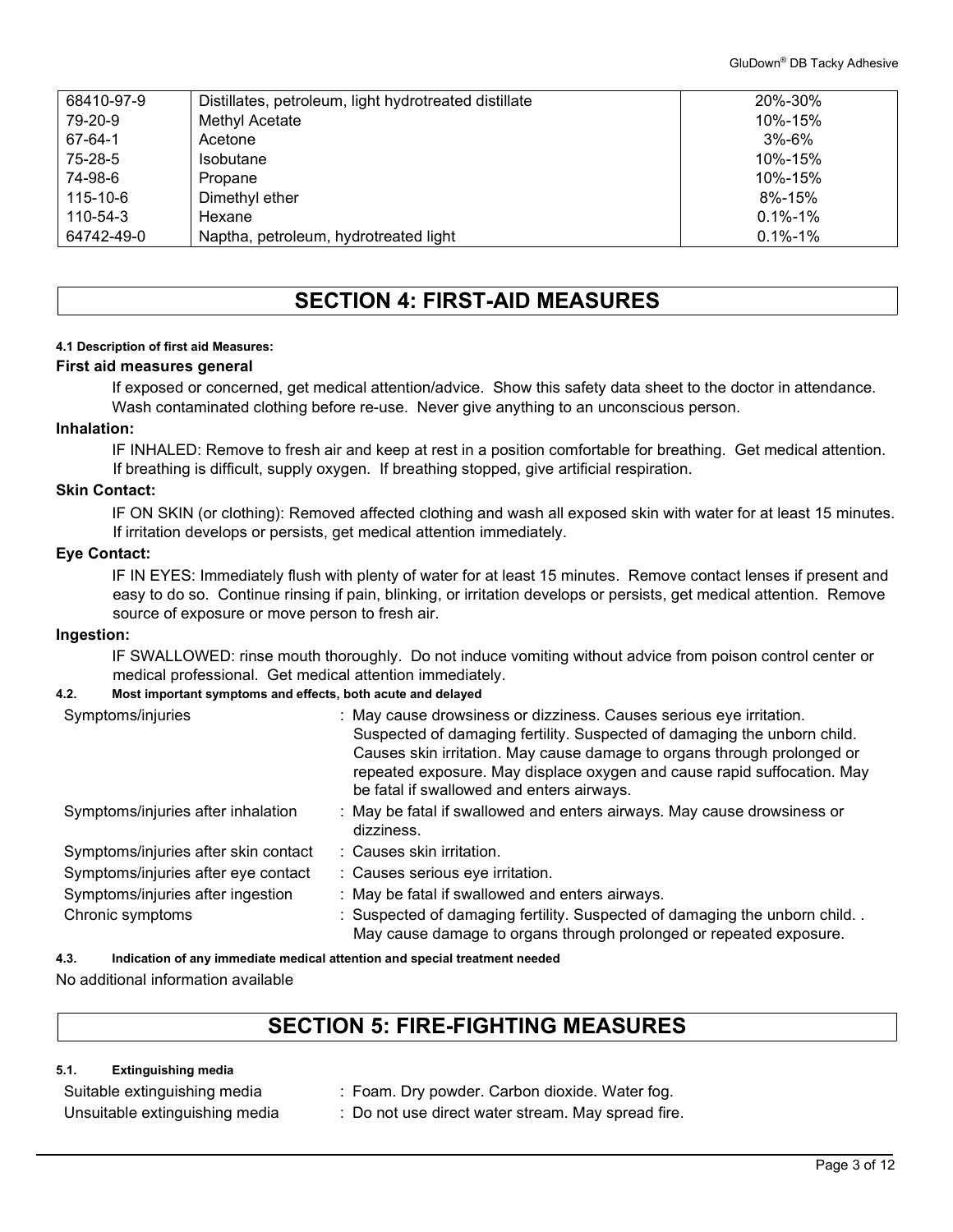| | | |
|---|---|---|
| 68410-97-9 | Distillates, petroleum, light hydrotreated distillate | 20%-30% |
| 79-20-9 | Methyl Acetate | 10%-15% |
| 67-64-1 | Acetone | 3%-6% |
| 75-28-5 | Isobutane | 10%-15% |
| 74-98-6 | Propane | 10%-15% |
| 115-10-6 | Dimethyl ether | 8%-15% |
| 110-54-3 | Hexane | 0.1%-1% |
| 64742-49-0 | Naptha, petroleum, hydrotreated light | 0.1%-1% |

# SECTION 4: FIRST-AID MEASURES

#### 4.1 Description of first aid Measures:

**First aid measures general**

If exposed or concerned, get medical attention/advice. Show this safety data sheet to the doctor in attendance. Wash contaminated clothing before re-use. Never give anything to an unconscious person.

**Inhalation:**

IF INHALED: Remove to fresh air and keep at rest in a position comfortable for breathing. Get medical attention. If breathing is difficult, supply oxygen. If breathing stopped, give artificial respiration.

**Skin Contact:**

IF ON SKIN (or clothing): Removed affected clothing and wash all exposed skin with water for at least 15 minutes. If irritation develops or persists, get medical attention immediately.

**Eye Contact:**

IF IN EYES: Immediately flush with plenty of water for at least 15 minutes. Remove contact lenses if present and easy to do so. Continue rinsing if pain, blinking, or irritation develops or persists, get medical attention. Remove source of exposure or move person to fresh air.

**Ingestion:**

IF SWALLOWED: rinse mouth thoroughly. Do not induce vomiting without advice from poison control center or medical professional. Get medical attention immediately.

#### 4.2. Most important symptoms and effects, both acute and delayed

| | |
|---|---|
| Symptoms/injuries | : May cause drowsiness or dizziness. Causes serious eye irritation. Suspected of damaging fertility. Suspected of damaging the unborn child. Causes skin irritation. May cause damage to organs through prolonged or repeated exposure. May displace oxygen and cause rapid suffocation. May be fatal if swallowed and enters airways. |
| Symptoms/injuries after inhalation | : May be fatal if swallowed and enters airways. May cause drowsiness or dizziness. |
| Symptoms/injuries after skin contact | : Causes skin irritation. |
| Symptoms/injuries after eye contact | : Causes serious eye irritation. |
| Symptoms/injuries after ingestion | : May be fatal if swallowed and enters airways. |
| Chronic symptoms | : Suspected of damaging fertility. Suspected of damaging the unborn child. . May cause damage to organs through prolonged or repeated exposure. |

#### 4.3. Indication of any immediate medical attention and special treatment needed

No additional information available

# SECTION 5: FIRE-FIGHTING MEASURES

#### 5.1. Extinguishing media

| | |
|---|---|
| Suitable extinguishing media | : Foam. Dry powder. Carbon dioxide. Water fog. |
| Unsuitable extinguishing media | : Do not use direct water stream. May spread fire. |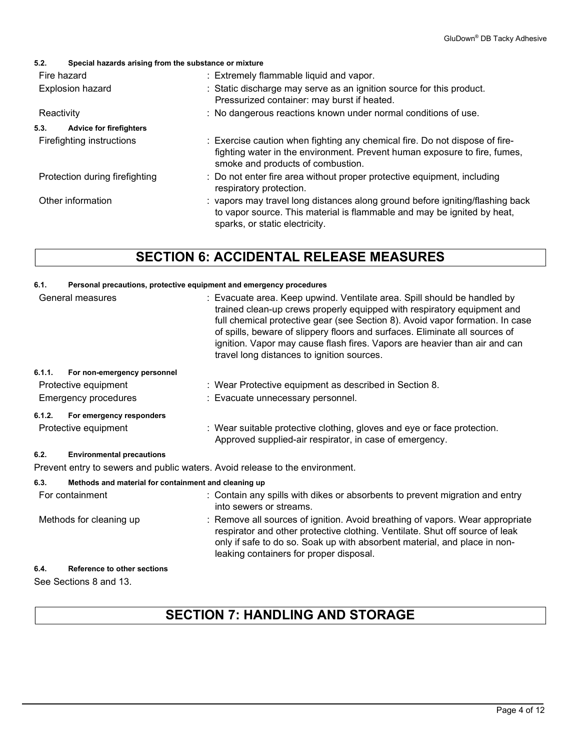#### 5.2. Special hazards arising from the substance or mixture

| | |
|---|---|
| Fire hazard | : Extremely flammable liquid and vapor. |
| Explosion hazard | : Static discharge may serve as an ignition source for this product. Pressurized container: may burst if heated. |
| Reactivity | : No dangerous reactions known under normal conditions of use. |

#### 5.3. Advice for firefighters

| | |
|---|---|
| Firefighting instructions | : Exercise caution when fighting any chemical fire. Do not dispose of fire-fighting water in the environment. Prevent human exposure to fire, fumes, smoke and products of combustion. |
| Protection during firefighting | : Do not enter fire area without proper protective equipment, including respiratory protection. |
| Other information | : vapors may travel long distances along ground before igniting/flashing back to vapor source. This material is flammable and may be ignited by heat, sparks, or static electricity. |

## SECTION 6: ACCIDENTAL RELEASE MEASURES

#### 6.1. Personal precautions, protective equipment and emergency procedures

| | |
|---|---|
| General measures | : Evacuate area. Keep upwind. Ventilate area. Spill should be handled by trained clean-up crews properly equipped with respiratory equipment and full chemical protective gear (see Section 8). Avoid vapor formation. In case of spills, beware of slippery floors and surfaces. Eliminate all sources of ignition. Vapor may cause flash fires. Vapors are heavier than air and can travel long distances to ignition sources. |

#### 6.1.1. For non-emergency personnel

| | |
|---|---|
| Protective equipment | : Wear Protective equipment as described in Section 8. |
| Emergency procedures | : Evacuate unnecessary personnel. |

#### 6.1.2. For emergency responders

| | |
|---|---|
| Protective equipment | : Wear suitable protective clothing, gloves and eye or face protection. Approved supplied-air respirator, in case of emergency. |

#### 6.2. Environmental precautions

Prevent entry to sewers and public waters. Avoid release to the environment.

#### 6.3. Methods and material for containment and cleaning up

| | |
|---|---|
| For containment | : Contain any spills with dikes or absorbents to prevent migration and entry into sewers or streams. |
| Methods for cleaning up | : Remove all sources of ignition. Avoid breathing of vapors. Wear appropriate respirator and other protective clothing. Ventilate. Shut off source of leak only if safe to do so. Soak up with absorbent material, and place in non-leaking containers for proper disposal. |

#### 6.4. Reference to other sections

See Sections 8 and 13.

## SECTION 7: HANDLING AND STORAGE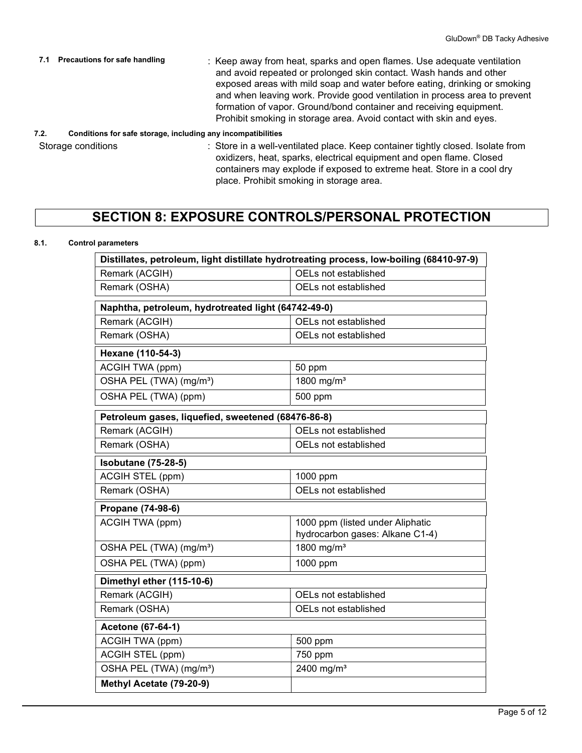**7.1 Precautions for safe handling** : Keep away from heat, sparks and open flames. Use adequate ventilation and avoid repeated or prolonged skin contact. Wash hands and other exposed areas with mild soap and water before eating, drinking or smoking and when leaving work. Provide good ventilation in process area to prevent formation of vapor. Ground/bond container and receiving equipment. Prohibit smoking in storage area. Avoid contact with skin and eyes.

**7.2. Conditions for safe storage, including any incompatibilities**

Storage conditions : Store in a well-ventilated place. Keep container tightly closed. Isolate from oxidizers, heat, sparks, electrical equipment and open flame. Closed containers may explode if exposed to extreme heat. Store in a cool dry place. Prohibit smoking in storage area.

## SECTION 8: EXPOSURE CONTROLS/PERSONAL PROTECTION

**8.1. Control parameters**

| **Distillates, petroleum, light distillate hydrotreating process, low-boiling (68410-97-9)** | |
|---|---|
| Remark (ACGIH) | OELs not established |
| Remark (OSHA) | OELs not established |

| **Naphtha, petroleum, hydrotreated light (64742-49-0)** | |
|---|---|
| Remark (ACGIH) | OELs not established |
| Remark (OSHA) | OELs not established |

| **Hexane (110-54-3)** | |
|---|---|
| ACGIH TWA (ppm) | 50 ppm |
| OSHA PEL (TWA) (mg/m³) | 1800 mg/m³ |
| OSHA PEL (TWA) (ppm) | 500 ppm |

| **Petroleum gases, liquefied, sweetened (68476-86-8)** | |
|---|---|
| Remark (ACGIH) | OELs not established |
| Remark (OSHA) | OELs not established |

| **Isobutane (75-28-5)** | |
|---|---|
| ACGIH STEL (ppm) | 1000 ppm |
| Remark (OSHA) | OELs not established |

| **Propane (74-98-6)** | |
|---|---|
| ACGIH TWA (ppm) | 1000 ppm (listed under Aliphatic hydrocarbon gases: Alkane C1-4) |
| OSHA PEL (TWA) (mg/m³) | 1800 mg/m³ |
| OSHA PEL (TWA) (ppm) | 1000 ppm |

| **Dimethyl ether (115-10-6)** | |
|---|---|
| Remark (ACGIH) | OELs not established |
| Remark (OSHA) | OELs not established |

| **Acetone (67-64-1)** | |
|---|---|
| ACGIH TWA (ppm) | 500 ppm |
| ACGIH STEL (ppm) | 750 ppm |
| OSHA PEL (TWA) (mg/m³) | 2400 mg/m³ |

| **Methyl Acetate (79-20-9)** | |
|---|---|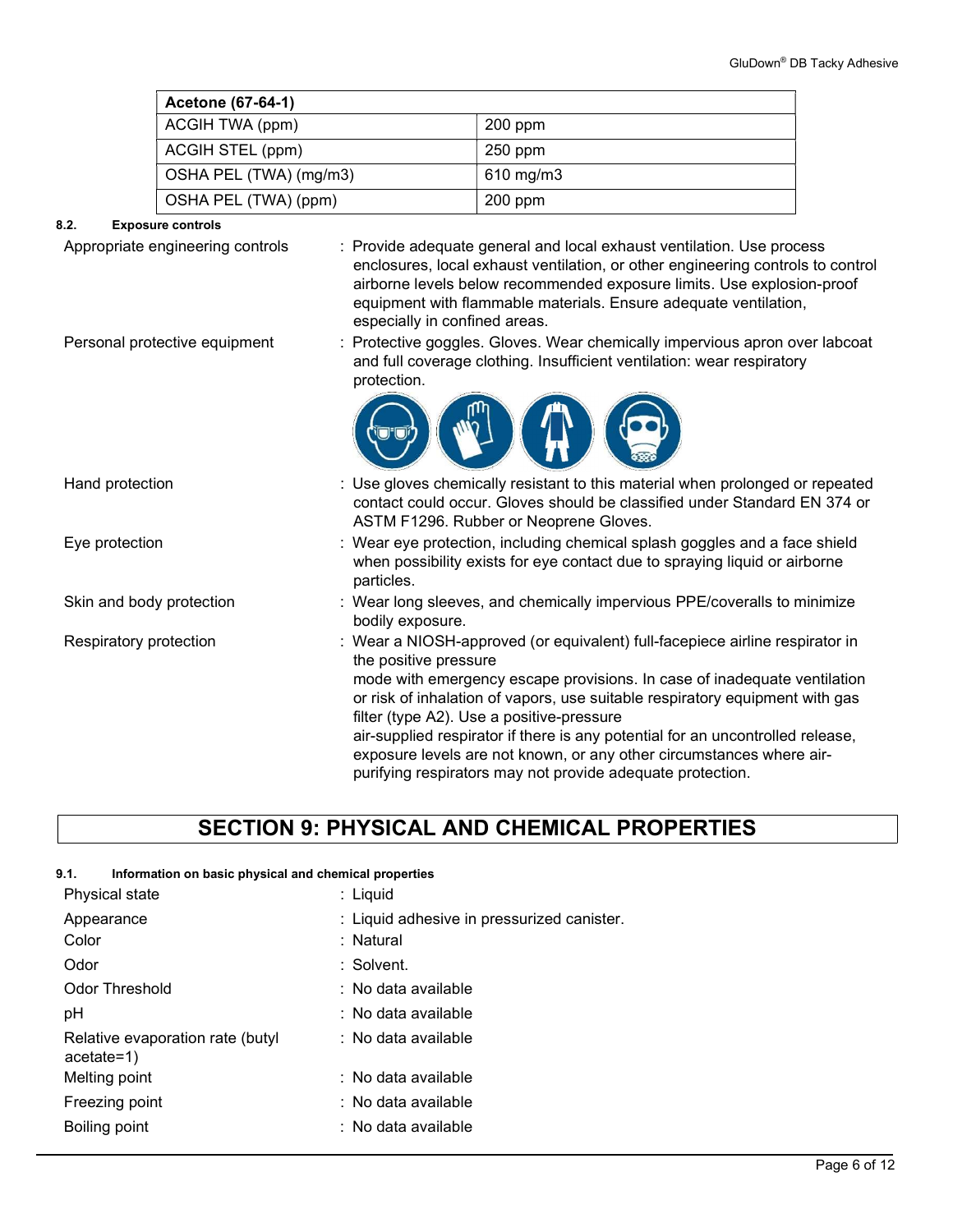| Acetone (67-64-1) | |
|---|---|
| ACGIH TWA (ppm) | 200 ppm |
| ACGIH STEL (ppm) | 250 ppm |
| OSHA PEL (TWA) (mg/m3) | 610 mg/m3 |
| OSHA PEL (TWA) (ppm) | 200 ppm |

**8.2. Exposure controls**

Appropriate engineering controls : Provide adequate general and local exhaust ventilation. Use process enclosures, local exhaust ventilation, or other engineering controls to control airborne levels below recommended exposure limits. Use explosion-proof equipment with flammable materials. Ensure adequate ventilation, especially in confined areas.

Personal protective equipment : Protective goggles. Gloves. Wear chemically impervious apron over labcoat and full coverage clothing. Insufficient ventilation: wear respiratory protection.

Hand protection : Use gloves chemically resistant to this material when prolonged or repeated contact could occur. Gloves should be classified under Standard EN 374 or ASTM F1296. Rubber or Neoprene Gloves.

Eye protection : Wear eye protection, including chemical splash goggles and a face shield when possibility exists for eye contact due to spraying liquid or airborne particles.

Skin and body protection : Wear long sleeves, and chemically impervious PPE/coveralls to minimize bodily exposure.

Respiratory protection : Wear a NIOSH-approved (or equivalent) full-facepiece airline respirator in the positive pressure mode with emergency escape provisions. In case of inadequate ventilation or risk of inhalation of vapors, use suitable respiratory equipment with gas filter (type A2). Use a positive-pressure air-supplied respirator if there is any potential for an uncontrolled release, exposure levels are not known, or any other circumstances where air-purifying respirators may not provide adequate protection.

# SECTION 9: PHYSICAL AND CHEMICAL PROPERTIES

**9.1. Information on basic physical and chemical properties**

Physical state : Liquid

Appearance : Liquid adhesive in pressurized canister.

Color : Natural

Odor : Solvent.

Odor Threshold : No data available

pH : No data available

Relative evaporation rate (butyl acetate=1) : No data available

Melting point : No data available

Freezing point : No data available

Boiling point : No data available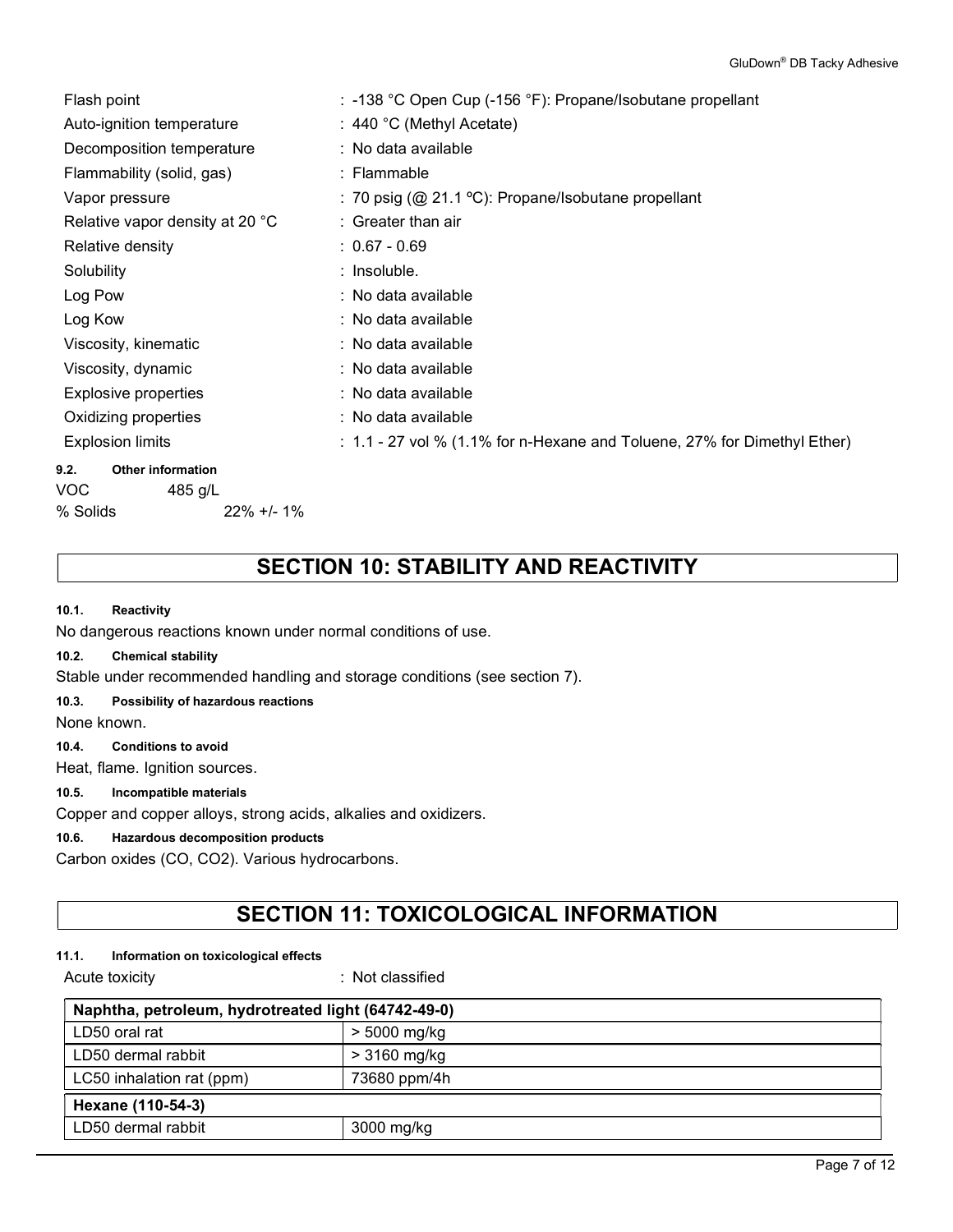| | |
|---|---|
| Flash point | : -138 °C Open Cup (-156 °F): Propane/Isobutane propellant |
| Auto-ignition temperature | : 440 °C (Methyl Acetate) |
| Decomposition temperature | : No data available |
| Flammability (solid, gas) | : Flammable |
| Vapor pressure | : 70 psig (@ 21.1 ºC): Propane/Isobutane propellant |
| Relative vapor density at 20 °C | : Greater than air |
| Relative density | : 0.67 - 0.69 |
| Solubility | : Insoluble. |
| Log Pow | : No data available |
| Log Kow | : No data available |
| Viscosity, kinematic | : No data available |
| Viscosity, dynamic | : No data available |
| Explosive properties | : No data available |
| Oxidizing properties | : No data available |
| Explosion limits | : 1.1 - 27 vol % (1.1% for n-Hexane and Toluene, 27% for Dimethyl Ether) |

#### 9.2. Other information

VOC 485 g/L

% Solids 22% +/- 1%

## SECTION 10: STABILITY AND REACTIVITY

#### 10.1. Reactivity

No dangerous reactions known under normal conditions of use.

#### 10.2. Chemical stability

Stable under recommended handling and storage conditions (see section 7).

#### 10.3. Possibility of hazardous reactions

None known.

#### 10.4. Conditions to avoid

Heat, flame. Ignition sources.

#### 10.5. Incompatible materials

Copper and copper alloys, strong acids, alkalies and oxidizers.

#### 10.6. Hazardous decomposition products

Carbon oxides (CO, $CO_2$). Various hydrocarbons.

## SECTION 11: TOXICOLOGICAL INFORMATION

#### 11.1. Information on toxicological effects

Acute toxicity : Not classified

| Naphtha, petroleum, hydrotreated light (64742-49-0) | |
|---|---|
| LD50 oral rat | > 5000 mg/kg |
| LD50 dermal rabbit | > 3160 mg/kg |
| LC50 inhalation rat (ppm) | 73680 ppm/4h |

| Hexane (110-54-3) | |
|---|---|
| LD50 dermal rabbit | 3000 mg/kg |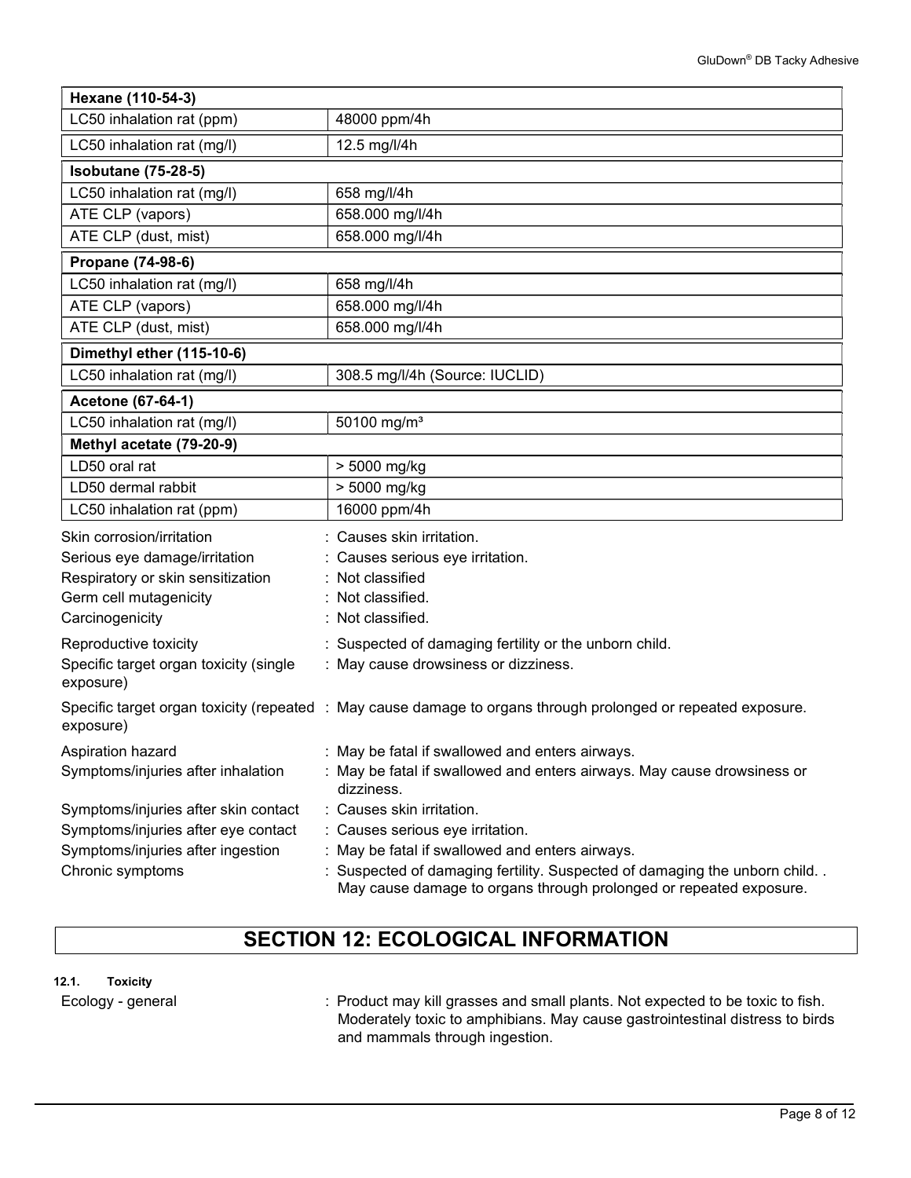| Hexane (110-54-3) | |
| --- | --- |
| LC50 inhalation rat (ppm) | 48000 ppm/4h |
| LC50 inhalation rat (mg/l) | 12.5 mg/l/4h |

| Isobutane (75-28-5) | |
| --- | --- |
| LC50 inhalation rat (mg/l) | 658 mg/l/4h |
| ATE CLP (vapors) | 658.000 mg/l/4h |
| ATE CLP (dust, mist) | 658.000 mg/l/4h |

| Propane (74-98-6) | |
| --- | --- |
| LC50 inhalation rat (mg/l) | 658 mg/l/4h |
| ATE CLP (vapors) | 658.000 mg/l/4h |
| ATE CLP (dust, mist) | 658.000 mg/l/4h |

| Dimethyl ether (115-10-6) | |
| --- | --- |
| LC50 inhalation rat (mg/l) | 308.5 mg/l/4h (Source: IUCLID) |

| Acetone (67-64-1) | |
| --- | --- |
| LC50 inhalation rat (mg/l) | 50100 mg/m³ |

| Methyl acetate (79-20-9) | |
| --- | --- |
| LD50 oral rat | > 5000 mg/kg |
| LD50 dermal rabbit | > 5000 mg/kg |
| LC50 inhalation rat (ppm) | 16000 ppm/4h |

Skin corrosion/irritation : Causes skin irritation.

Serious eye damage/irritation : Causes serious eye irritation.

Respiratory or skin sensitization : Not classified

Germ cell mutagenicity : Not classified.

Carcinogenicity : Not classified.

Reproductive toxicity : Suspected of damaging fertility or the unborn child.

Specific target organ toxicity (single exposure) : May cause drowsiness or dizziness.

Specific target organ toxicity (repeated exposure) : May cause damage to organs through prolonged or repeated exposure.

Aspiration hazard : May be fatal if swallowed and enters airways.

Symptoms/injuries after inhalation : May be fatal if swallowed and enters airways. May cause drowsiness or dizziness.

Symptoms/injuries after skin contact : Causes skin irritation.

Symptoms/injuries after eye contact : Causes serious eye irritation.

Symptoms/injuries after ingestion : May be fatal if swallowed and enters airways.

Chronic symptoms : Suspected of damaging fertility. Suspected of damaging the unborn child. . May cause damage to organs through prolonged or repeated exposure.

# SECTION 12: ECOLOGICAL INFORMATION

### 12.1. Toxicity

Ecology - general : Product may kill grasses and small plants. Not expected to be toxic to fish. Moderately toxic to amphibians. May cause gastrointestinal distress to birds and mammals through ingestion.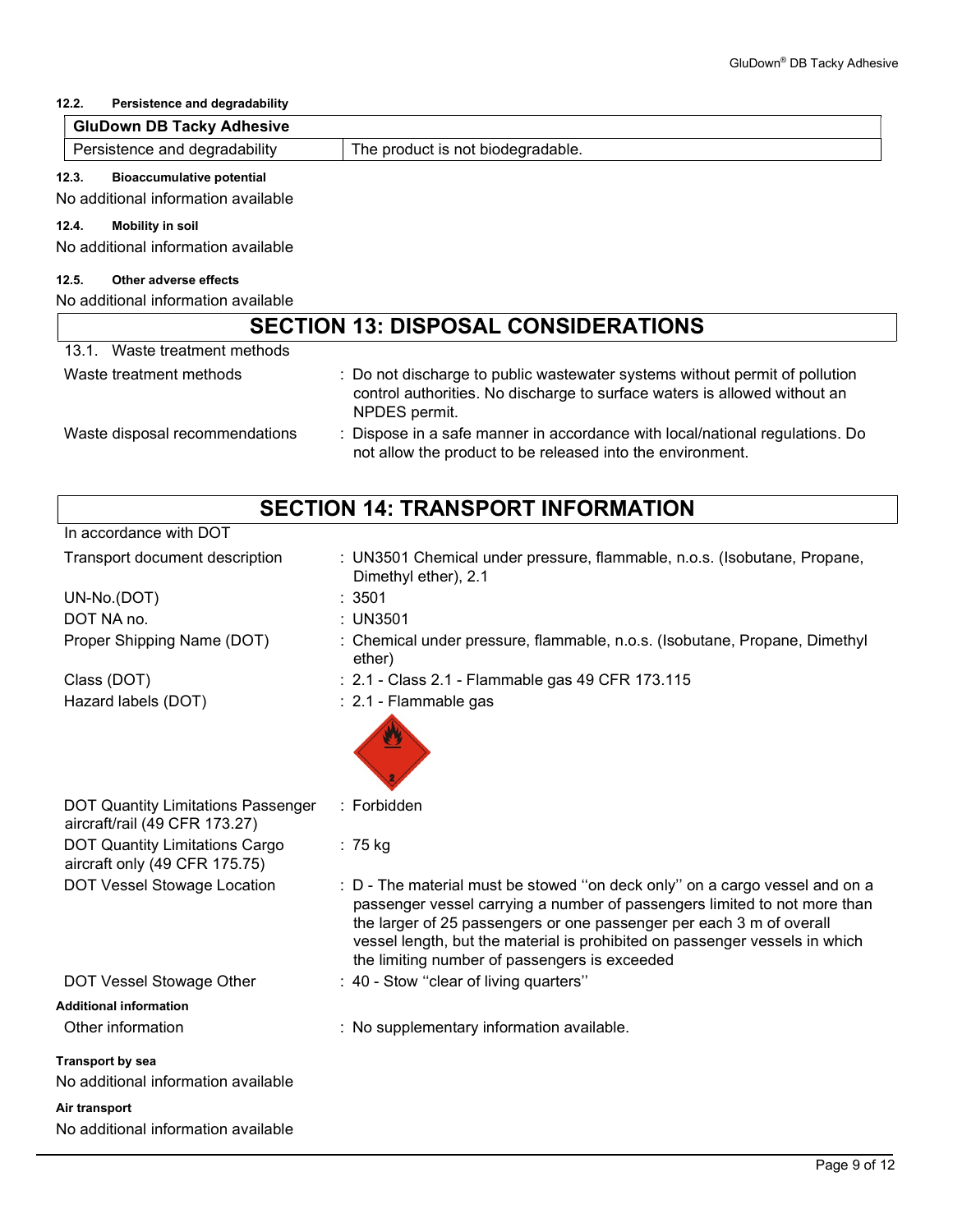#### 12.2. Persistence and degradability

| GluDown DB Tacky Adhesive | |
|---|---|
| Persistence and degradability | The product is not biodegradable. |

#### 12.3. Bioaccumulative potential

No additional information available

#### 12.4. Mobility in soil

No additional information available

#### 12.5. Other adverse effects

No additional information available

## SECTION 13: DISPOSAL CONSIDERATIONS

13.1. Waste treatment methods

Waste treatment methods : Do not discharge to public wastewater systems without permit of pollution control authorities. No discharge to surface waters is allowed without an NPDES permit.

Waste disposal recommendations : Dispose in a safe manner in accordance with local/national regulations. Do not allow the product to be released into the environment.

## SECTION 14: TRANSPORT INFORMATION

In accordance with DOT

Transport document description : UN3501 Chemical under pressure, flammable, n.o.s. (Isobutane, Propane, Dimethyl ether), 2.1

UN-No.(DOT) : 3501

DOT NA no. : UN3501

Proper Shipping Name (DOT) : Chemical under pressure, flammable, n.o.s. (Isobutane, Propane, Dimethyl ether)

Class (DOT) : 2.1 - Class 2.1 - Flammable gas 49 CFR 173.115

Hazard labels (DOT) : 2.1 - Flammable gas

DOT Quantity Limitations Passenger aircraft/rail (49 CFR 173.27) : Forbidden

DOT Quantity Limitations Cargo aircraft only (49 CFR 175.75) : 75 kg

DOT Vessel Stowage Location : D - The material must be stowed ''on deck only'' on a cargo vessel and on a passenger vessel carrying a number of passengers limited to not more than the larger of 25 passengers or one passenger per each 3 m of overall vessel length, but the material is prohibited on passenger vessels in which the limiting number of passengers is exceeded

DOT Vessel Stowage Other : 40 - Stow ''clear of living quarters''

**Additional information**

Other information : No supplementary information available.

**Transport by sea**

No additional information available

**Air transport**

No additional information available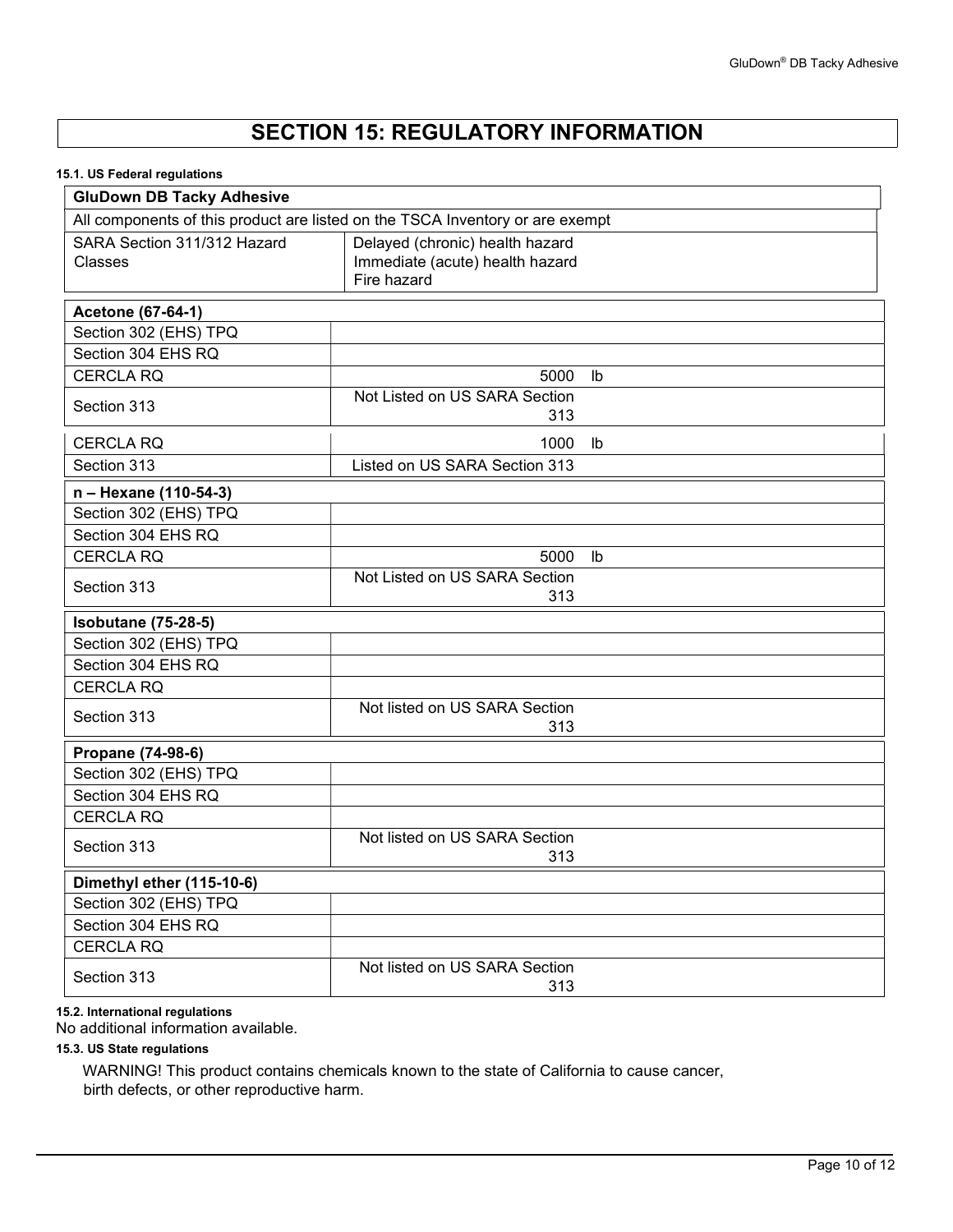# SECTION 15: REGULATORY INFORMATION

**15.1. US Federal regulations**

| **GluDown DB Tacky Adhesive** | |
|---|---|
| All components of this product are listed on the TSCA Inventory or are exempt | |
| SARA Section 311/312 Hazard Classes | Delayed (chronic) health hazard<br>Immediate (acute) health hazard<br>Fire hazard |

| **Acetone (67-64-1)** | |
|---|---|
| Section 302 (EHS) TPQ | |
| Section 304 EHS RQ | |
| CERCLA RQ | 5000 lb |
| Section 313 | Not Listed on US SARA Section 313 |

| | |
|---|---|
| CERCLA RQ | 1000 lb |
| Section 313 | Listed on US SARA Section 313 |

| **n – Hexane (110-54-3)** | |
|---|---|
| Section 302 (EHS) TPQ | |
| Section 304 EHS RQ | |
| CERCLA RQ | 5000 lb |
| Section 313 | Not Listed on US SARA Section 313 |

| **Isobutane (75-28-5)** | |
|---|---|
| Section 302 (EHS) TPQ | |
| Section 304 EHS RQ | |
| CERCLA RQ | |
| Section 313 | Not listed on US SARA Section 313 |

| **Propane (74-98-6)** | |
|---|---|
| Section 302 (EHS) TPQ | |
| Section 304 EHS RQ | |
| CERCLA RQ | |
| Section 313 | Not listed on US SARA Section 313 |

| **Dimethyl ether (115-10-6)** | |
|---|---|
| Section 302 (EHS) TPQ | |
| Section 304 EHS RQ | |
| CERCLA RQ | |
| Section 313 | Not listed on US SARA Section 313 |

**15.2. International regulations**

No additional information available.

**15.3. US State regulations**

WARNING! This product contains chemicals known to the state of California to cause cancer, birth defects, or other reproductive harm.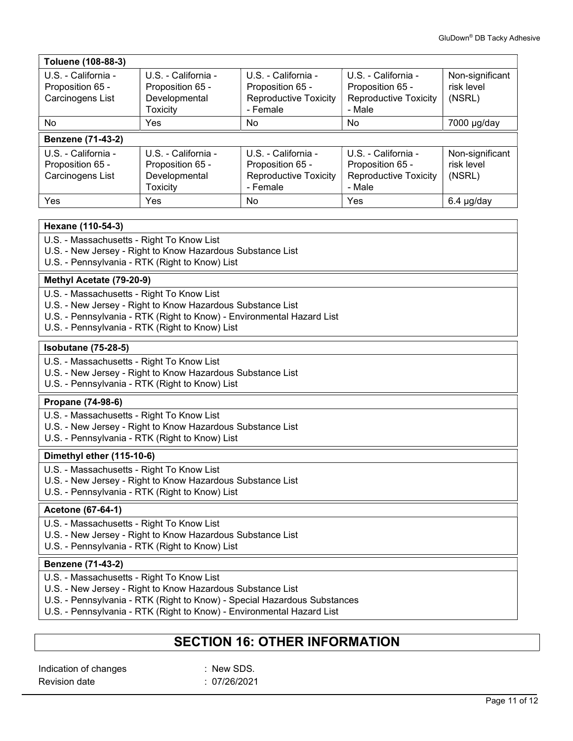| Toluene (108-88-3) | | | | |
|---|---|---|---|---|
| U.S. - California - Proposition 65 - Carcinogens List | U.S. - California - Proposition 65 - Developmental Toxicity | U.S. - California - Proposition 65 - Reproductive Toxicity - Female | U.S. - California - Proposition 65 - Reproductive Toxicity - Male | Non-significant risk level (NSRL) |
| No | Yes | No | No | 7000 µg/day |

| Benzene (71-43-2) | | | | |
|---|---|---|---|---|
| U.S. - California - Proposition 65 - Carcinogens List | U.S. - California - Proposition 65 - Developmental Toxicity | U.S. - California - Proposition 65 - Reproductive Toxicity - Female | U.S. - California - Proposition 65 - Reproductive Toxicity - Male | Non-significant risk level (NSRL) |
| Yes | Yes | No | Yes | 6.4 µg/day |

**Hexane (110-54-3)**

U.S. - Massachusetts - Right To Know List
U.S. - New Jersey - Right to Know Hazardous Substance List
U.S. - Pennsylvania - RTK (Right to Know) List

**Methyl Acetate (79-20-9)**

U.S. - Massachusetts - Right To Know List
U.S. - New Jersey - Right to Know Hazardous Substance List
U.S. - Pennsylvania - RTK (Right to Know) - Environmental Hazard List
U.S. - Pennsylvania - RTK (Right to Know) List

**Isobutane (75-28-5)**

U.S. - Massachusetts - Right To Know List
U.S. - New Jersey - Right to Know Hazardous Substance List
U.S. - Pennsylvania - RTK (Right to Know) List

**Propane (74-98-6)**

U.S. - Massachusetts - Right To Know List
U.S. - New Jersey - Right to Know Hazardous Substance List
U.S. - Pennsylvania - RTK (Right to Know) List

**Dimethyl ether (115-10-6)**

U.S. - Massachusetts - Right To Know List
U.S. - New Jersey - Right to Know Hazardous Substance List
U.S. - Pennsylvania - RTK (Right to Know) List

**Acetone (67-64-1)**

U.S. - Massachusetts - Right To Know List
U.S. - New Jersey - Right to Know Hazardous Substance List
U.S. - Pennsylvania - RTK (Right to Know) List

**Benzene (71-43-2)**

U.S. - Massachusetts - Right To Know List
U.S. - New Jersey - Right to Know Hazardous Substance List
U.S. - Pennsylvania - RTK (Right to Know) - Special Hazardous Substances
U.S. - Pennsylvania - RTK (Right to Know) - Environmental Hazard List

## SECTION 16: OTHER INFORMATION

Indication of changes : New SDS.
Revision date : 07/26/2021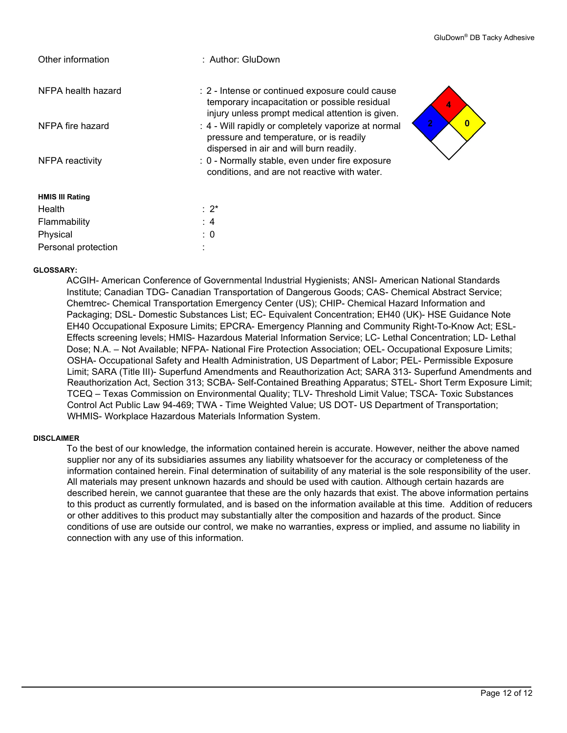Other information : Author: GluDown

NFPA health hazard : 2 - Intense or continued exposure could cause temporary incapacitation or possible residual injury unless prompt medical attention is given.

NFPA fire hazard : 4 - Will rapidly or completely vaporize at normal pressure and temperature, or is readily dispersed in air and will burn readily.

NFPA reactivity : 0 - Normally stable, even under fire exposure conditions, and are not reactive with water.

**HMIS III Rating**

Health : 2*

Flammability : 4

Physical : 0

Personal protection :

**GLOSSARY:**

ACGIH- American Conference of Governmental Industrial Hygienists; ANSI- American National Standards Institute; Canadian TDG- Canadian Transportation of Dangerous Goods; CAS- Chemical Abstract Service; Chemtrec- Chemical Transportation Emergency Center (US); CHIP- Chemical Hazard Information and Packaging; DSL- Domestic Substances List; EC- Equivalent Concentration; EH40 (UK)- HSE Guidance Note EH40 Occupational Exposure Limits; EPCRA- Emergency Planning and Community Right-To-Know Act; ESL- Effects screening levels; HMIS- Hazardous Material Information Service; LC- Lethal Concentration; LD- Lethal Dose; N.A. – Not Available; NFPA- National Fire Protection Association; OEL- Occupational Exposure Limits; OSHA- Occupational Safety and Health Administration, US Department of Labor; PEL- Permissible Exposure Limit; SARA (Title III)- Superfund Amendments and Reauthorization Act; SARA 313- Superfund Amendments and Reauthorization Act, Section 313; SCBA- Self-Contained Breathing Apparatus; STEL- Short Term Exposure Limit; TCEQ – Texas Commission on Environmental Quality; TLV- Threshold Limit Value; TSCA- Toxic Substances Control Act Public Law 94-469; TWA - Time Weighted Value; US DOT- US Department of Transportation; WHMIS- Workplace Hazardous Materials Information System.

**DISCLAIMER**

To the best of our knowledge, the information contained herein is accurate. However, neither the above named supplier nor any of its subsidiaries assumes any liability whatsoever for the accuracy or completeness of the information contained herein. Final determination of suitability of any material is the sole responsibility of the user. All materials may present unknown hazards and should be used with caution. Although certain hazards are described herein, we cannot guarantee that these are the only hazards that exist. The above information pertains to this product as currently formulated, and is based on the information available at this time. Addition of reducers or other additives to this product may substantially alter the composition and hazards of the product. Since conditions of use are outside our control, we make no warranties, express or implied, and assume no liability in connection with any use of this information.